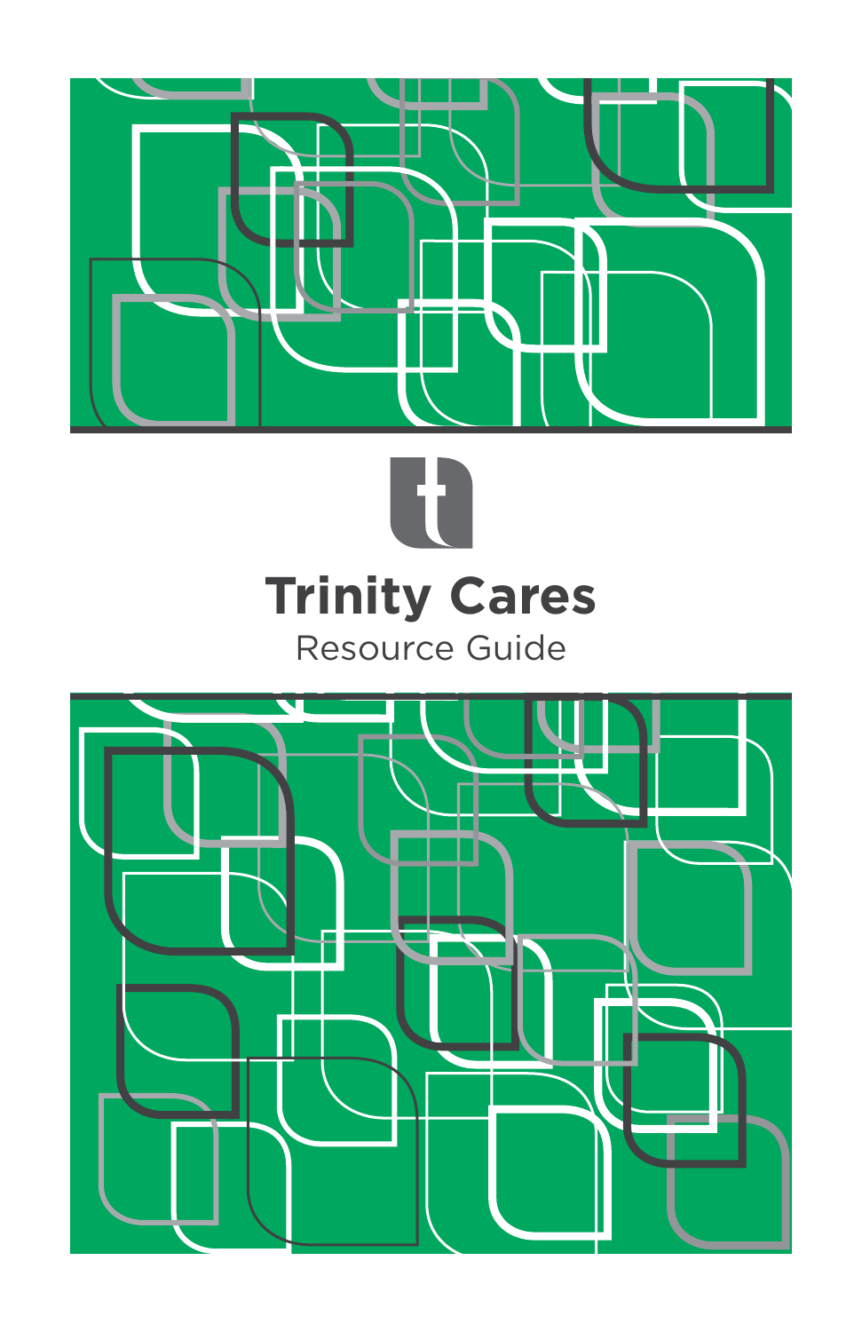# Trinity Cares

Resource Guide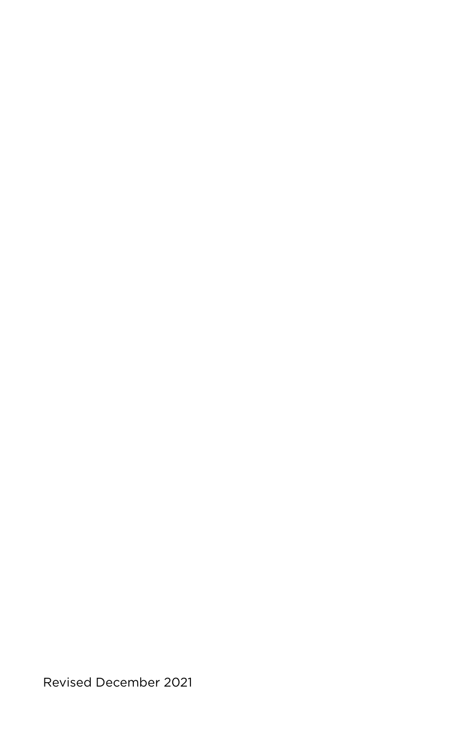Revised December 2021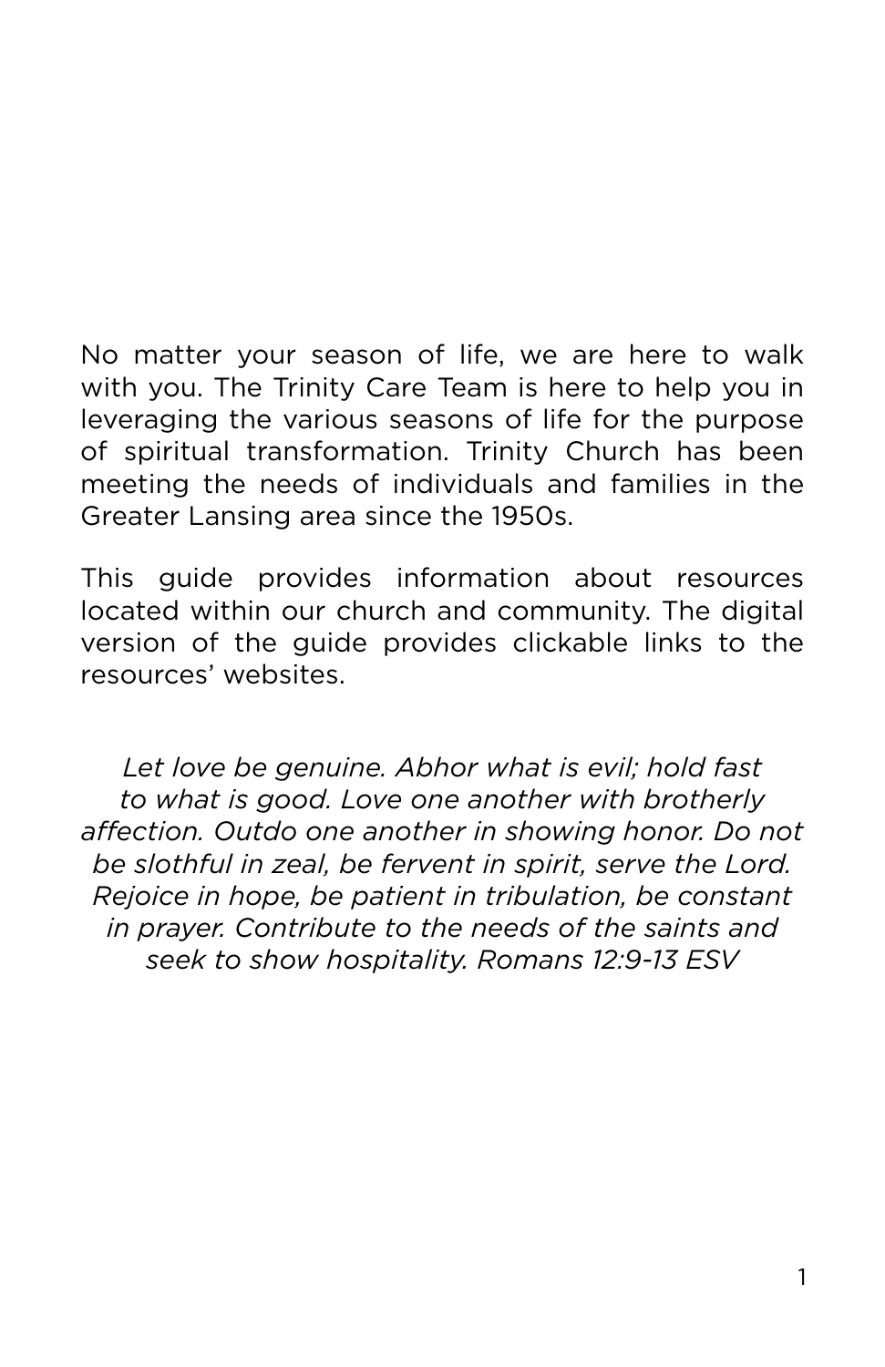No matter your season of life, we are here to walk with you. The Trinity Care Team is here to help you in leveraging the various seasons of life for the purpose of spiritual transformation. Trinity Church has been meeting the needs of individuals and families in the Greater Lansing area since the 1950s.

This guide provides information about resources located within our church and community. The digital version of the guide provides clickable links to the resources' websites.

*Let love be genuine. Abhor what is evil; hold fast to what is good. Love one another with brotherly affection. Outdo one another in showing honor. Do not be slothful in zeal, be fervent in spirit, serve the Lord. Rejoice in hope, be patient in tribulation, be constant in prayer. Contribute to the needs of the saints and seek to show hospitality. Romans 12:9-13 ESV*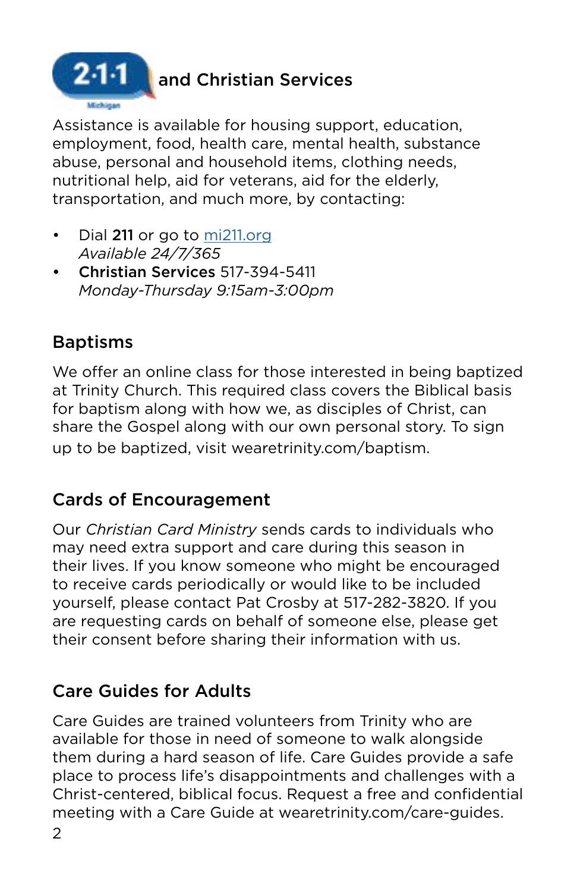## 2-1-1 Michigan and Christian Services

Assistance is available for housing support, education, employment, food, health care, mental health, substance abuse, personal and household items, clothing needs, nutritional help, aid for veterans, aid for the elderly, transportation, and much more, by contacting:

- Dial **211** or go to mi211.org
  *Available 24/7/365*
- **Christian Services** 517-394-5411
  *Monday-Thursday 9:15am-3:00pm*

## Baptisms

We offer an online class for those interested in being baptized at Trinity Church. This required class covers the Biblical basis for baptism along with how we, as disciples of Christ, can share the Gospel along with our own personal story. To sign up to be baptized, visit wearetrinity.com/baptism.

## Cards of Encouragement

Our *Christian Card Ministry* sends cards to individuals who may need extra support and care during this season in their lives. If you know someone who might be encouraged to receive cards periodically or would like to be included yourself, please contact Pat Crosby at 517-282-3820. If you are requesting cards on behalf of someone else, please get their consent before sharing their information with us.

## Care Guides for Adults

Care Guides are trained volunteers from Trinity who are available for those in need of someone to walk alongside them during a hard season of life. Care Guides provide a safe place to process life's disappointments and challenges with a Christ-centered, biblical focus. Request a free and confidential meeting with a Care Guide at wearetrinity.com/care-guides.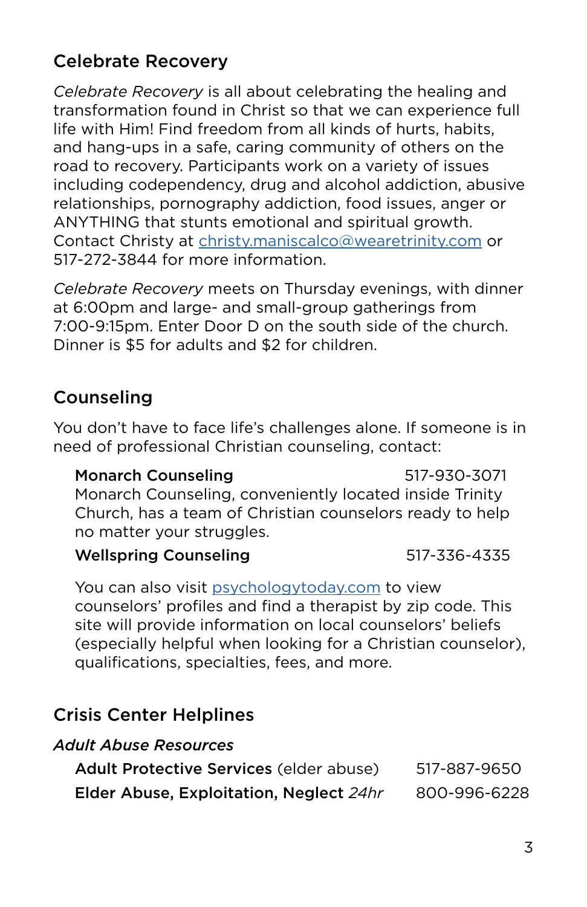## Celebrate Recovery

*Celebrate Recovery* is all about celebrating the healing and transformation found in Christ so that we can experience full life with Him! Find freedom from all kinds of hurts, habits, and hang-ups in a safe, caring community of others on the road to recovery. Participants work on a variety of issues including codependency, drug and alcohol addiction, abusive relationships, pornography addiction, food issues, anger or ANYTHING that stunts emotional and spiritual growth. Contact Christy at christy.maniscalco@wearetrinity.com or 517-272-3844 for more information.

*Celebrate Recovery* meets on Thursday evenings, with dinner at 6:00pm and large- and small-group gatherings from 7:00-9:15pm. Enter Door D on the south side of the church. Dinner is $5 for adults and $2 for children.

## Counseling

You don't have to face life's challenges alone. If someone is in need of professional Christian counseling, contact:

**Monarch Counseling** 517-930-3071
Monarch Counseling, conveniently located inside Trinity Church, has a team of Christian counselors ready to help no matter your struggles.

**Wellspring Counseling** 517-336-4335

You can also visit psychologytoday.com to view counselors' profiles and find a therapist by zip code. This site will provide information on local counselors' beliefs (especially helpful when looking for a Christian counselor), qualifications, specialties, fees, and more.

## Crisis Center Helplines

### *Adult Abuse Resources*

**Adult Protective Services** (elder abuse) 517-887-9650

**Elder Abuse, Exploitation, Neglect** *24hr* 800-996-6228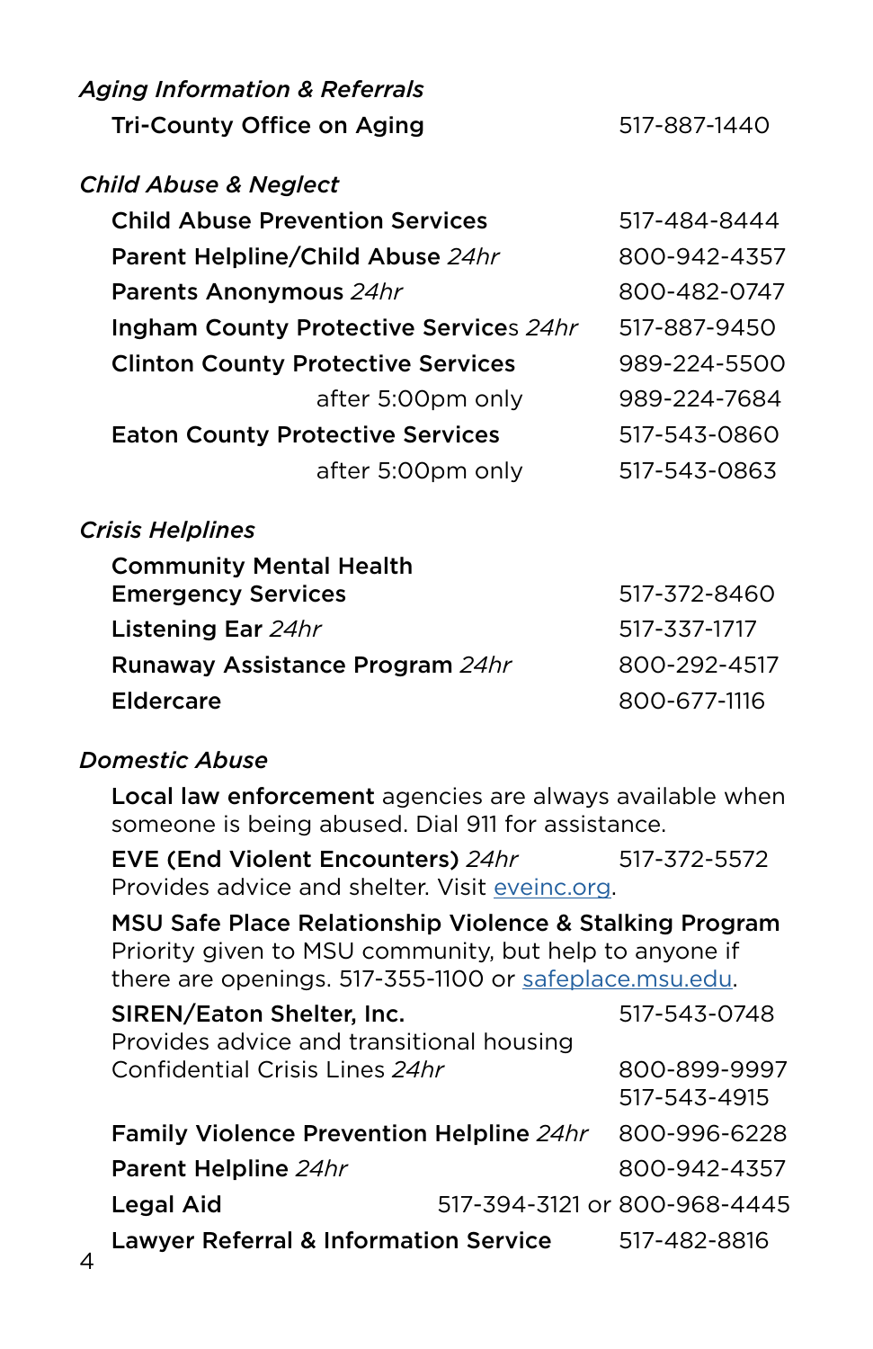### *Aging Information & Referrals*

| | |
|---|---|
| **Tri-County Office on Aging** | 517-887-1440 |

### *Child Abuse & Neglect*

| | |
|---|---|
| **Child Abuse Prevention Services** | 517-484-8444 |
| **Parent Helpline/Child Abuse** *24hr* | 800-942-4357 |
| **Parents Anonymous** *24hr* | 800-482-0747 |
| **Ingham County Protective Services** *24hr* | 517-887-9450 |
| **Clinton County Protective Services** | 989-224-5500 |
| after 5:00pm only | 989-224-7684 |
| **Eaton County Protective Services** | 517-543-0860 |
| after 5:00pm only | 517-543-0863 |

### *Crisis Helplines*

| | |
|---|---|
| **Community Mental Health Emergency Services** | 517-372-8460 |
| **Listening Ear** *24hr* | 517-337-1717 |
| **Runaway Assistance Program** *24hr* | 800-292-4517 |
| **Eldercare** | 800-677-1116 |

### *Domestic Abuse*

**Local law enforcement** agencies are always available when someone is being abused. Dial 911 for assistance.

**EVE (End Violent Encounters)** *24hr* 517-372-5572
Provides advice and shelter. Visit eveinc.org.

**MSU Safe Place Relationship Violence & Stalking Program**
Priority given to MSU community, but help to anyone if there are openings. 517-355-1100 or safeplace.msu.edu.

**SIREN/Eaton Shelter, Inc.** 517-543-0748
Provides advice and transitional housing
Confidential Crisis Lines *24hr* 800-899-9997
517-543-4915

| | |
|---|---|
| **Family Violence Prevention Helpline** *24hr* | 800-996-6228 |
| **Parent Helpline** *24hr* | 800-942-4357 |
| **Legal Aid** | 517-394-3121 or 800-968-4445 |
| **Lawyer Referral & Information Service** | 517-482-8816 |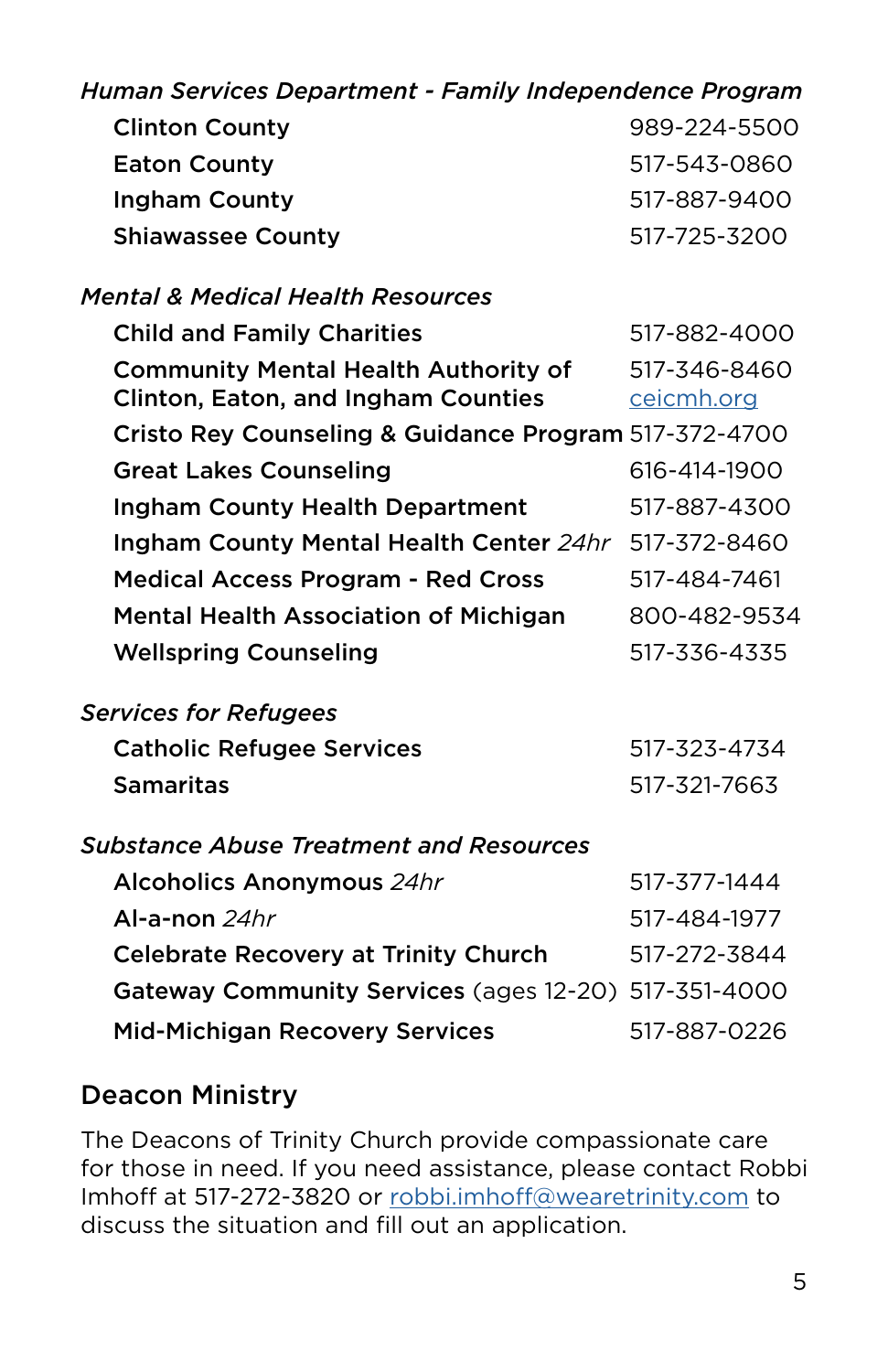*Human Services Department - Family Independence Program*

| | |
|---|---|
| **Clinton County** | 989-224-5500 |
| **Eaton County** | 517-543-0860 |
| **Ingham County** | 517-887-9400 |
| **Shiawassee County** | 517-725-3200 |

*Mental & Medical Health Resources*

| | |
|---|---|
| **Child and Family Charities** | 517-882-4000 |
| **Community Mental Health Authority of Clinton, Eaton, and Ingham Counties** | 517-346-8460 ceicmh.org |
| **Cristo Rey Counseling & Guidance Program** | 517-372-4700 |
| **Great Lakes Counseling** | 616-414-1900 |
| **Ingham County Health Department** | 517-887-4300 |
| **Ingham County Mental Health Center** *24hr* | 517-372-8460 |
| **Medical Access Program - Red Cross** | 517-484-7461 |
| **Mental Health Association of Michigan** | 800-482-9534 |
| **Wellspring Counseling** | 517-336-4335 |

*Services for Refugees*

| | |
|---|---|
| **Catholic Refugee Services** | 517-323-4734 |
| **Samaritas** | 517-321-7663 |

*Substance Abuse Treatment and Resources*

| | |
|---|---|
| **Alcoholics Anonymous** *24hr* | 517-377-1444 |
| **Al-a-non** *24hr* | 517-484-1977 |
| **Celebrate Recovery at Trinity Church** | 517-272-3844 |
| **Gateway Community Services** (ages 12-20) | 517-351-4000 |
| **Mid-Michigan Recovery Services** | 517-887-0226 |

## Deacon Ministry

The Deacons of Trinity Church provide compassionate care for those in need. If you need assistance, please contact Robbi Imhoff at 517-272-3820 or robbi.imhoff@wearetrinity.com to discuss the situation and fill out an application.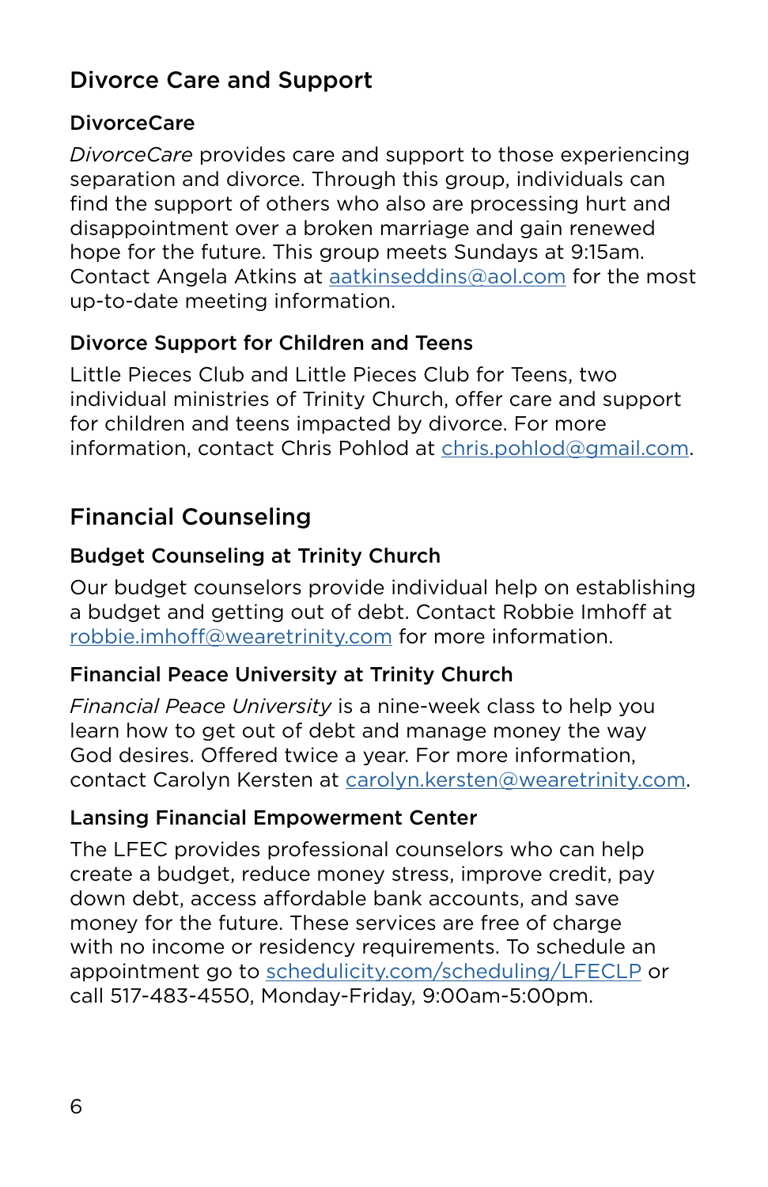## Divorce Care and Support

### DivorceCare

*DivorceCare* provides care and support to those experiencing separation and divorce. Through this group, individuals can find the support of others who also are processing hurt and disappointment over a broken marriage and gain renewed hope for the future. This group meets Sundays at 9:15am. Contact Angela Atkins at aatkinseddins@aol.com for the most up-to-date meeting information.

### Divorce Support for Children and Teens

Little Pieces Club and Little Pieces Club for Teens, two individual ministries of Trinity Church, offer care and support for children and teens impacted by divorce. For more information, contact Chris Pohlod at chris.pohlod@gmail.com.

## Financial Counseling

### Budget Counseling at Trinity Church

Our budget counselors provide individual help on establishing a budget and getting out of debt. Contact Robbie Imhoff at robbie.imhoff@wearetrinity.com for more information.

### Financial Peace University at Trinity Church

*Financial Peace University* is a nine-week class to help you learn how to get out of debt and manage money the way God desires. Offered twice a year. For more information, contact Carolyn Kersten at carolyn.kersten@wearetrinity.com.

### Lansing Financial Empowerment Center

The LFEC provides professional counselors who can help create a budget, reduce money stress, improve credit, pay down debt, access affordable bank accounts, and save money for the future. These services are free of charge with no income or residency requirements. To schedule an appointment go to schedulicity.com/scheduling/LFECLP or call 517-483-4550, Monday-Friday, 9:00am-5:00pm.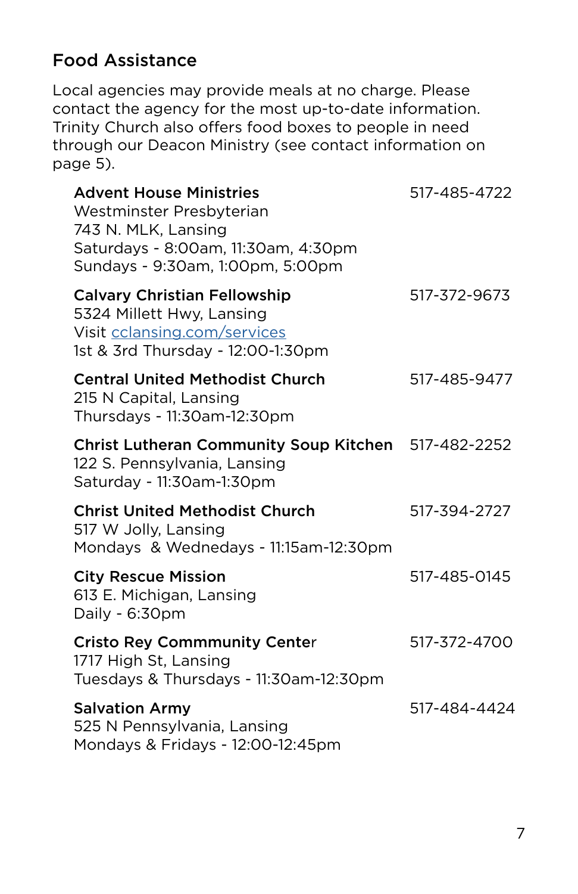## Food Assistance

Local agencies may provide meals at no charge. Please contact the agency for the most up-to-date information. Trinity Church also offers food boxes to people in need through our Deacon Ministry (see contact information on page 5).

**Advent House Ministries** 517-485-4722
Westminster Presbyterian
743 N. MLK, Lansing
Saturdays - 8:00am, 11:30am, 4:30pm
Sundays - 9:30am, 1:00pm, 5:00pm

**Calvary Christian Fellowship** 517-372-9673
5324 Millett Hwy, Lansing
Visit cclansing.com/services
1st & 3rd Thursday - 12:00-1:30pm

**Central United Methodist Church** 517-485-9477
215 N Capital, Lansing
Thursdays - 11:30am-12:30pm

**Christ Lutheran Community Soup Kitchen** 517-482-2252
122 S. Pennsylvania, Lansing
Saturday - 11:30am-1:30pm

**Christ United Methodist Church** 517-394-2727
517 W Jolly, Lansing
Mondays & Wednedays - 11:15am-12:30pm

**City Rescue Mission** 517-485-0145
613 E. Michigan, Lansing
Daily - 6:30pm

**Cristo Rey Commmunity Center** 517-372-4700
1717 High St, Lansing
Tuesdays & Thursdays - 11:30am-12:30pm

**Salvation Army** 517-484-4424
525 N Pennsylvania, Lansing
Mondays & Fridays - 12:00-12:45pm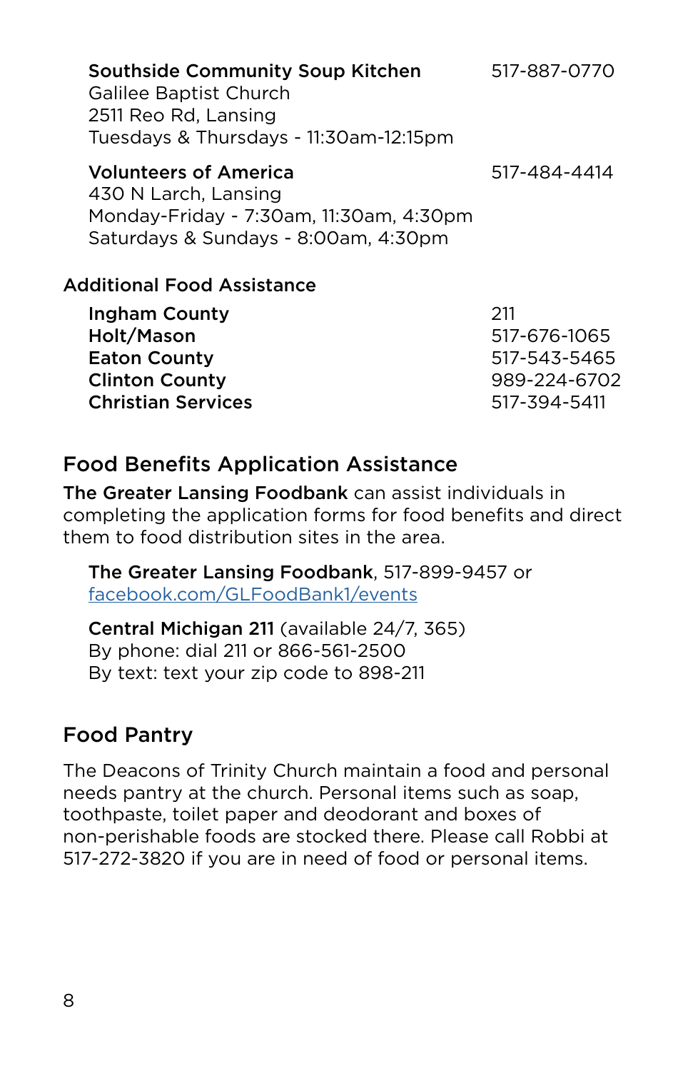**Southside Community Soup Kitchen** 517-887-0770
Galilee Baptist Church
2511 Reo Rd, Lansing
Tuesdays & Thursdays - 11:30am-12:15pm

**Volunteers of America** 517-484-4414
430 N Larch, Lansing
Monday-Friday - 7:30am, 11:30am, 4:30pm
Saturdays & Sundays - 8:00am, 4:30pm

### Additional Food Assistance

| | |
|---|---|
| **Ingham County** | 211 |
| **Holt/Mason** | 517-676-1065 |
| **Eaton County** | 517-543-5465 |
| **Clinton County** | 989-224-6702 |
| **Christian Services** | 517-394-5411 |

## Food Benefits Application Assistance

**The Greater Lansing Foodbank** can assist individuals in completing the application forms for food benefits and direct them to food distribution sites in the area.

**The Greater Lansing Foodbank**, 517-899-9457 or facebook.com/GLFoodBank1/events

**Central Michigan 211** (available 24/7, 365)
By phone: dial 211 or 866-561-2500
By text: text your zip code to 898-211

## Food Pantry

The Deacons of Trinity Church maintain a food and personal needs pantry at the church. Personal items such as soap, toothpaste, toilet paper and deodorant and boxes of non-perishable foods are stocked there. Please call Robbi at 517-272-3820 if you are in need of food or personal items.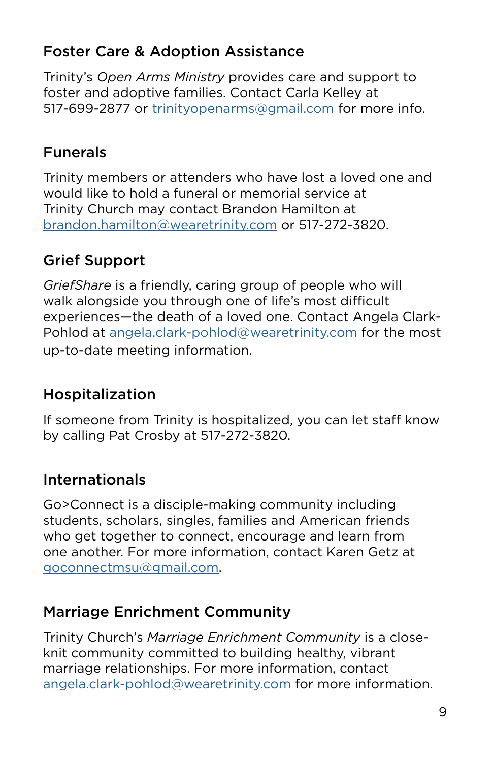## Foster Care & Adoption Assistance

Trinity's *Open Arms Ministry* provides care and support to foster and adoptive families. Contact Carla Kelley at 517-699-2877 or trinityopenarms@gmail.com for more info.

## Funerals

Trinity members or attenders who have lost a loved one and would like to hold a funeral or memorial service at Trinity Church may contact Brandon Hamilton at brandon.hamilton@wearetrinity.com or 517-272-3820.

## Grief Support

*GriefShare* is a friendly, caring group of people who will walk alongside you through one of life's most difficult experiences—the death of a loved one. Contact Angela Clark-Pohlod at angela.clark-pohlod@wearetrinity.com for the most up-to-date meeting information.

## Hospitalization

If someone from Trinity is hospitalized, you can let staff know by calling Pat Crosby at 517-272-3820.

## Internationals

Go>Connect is a disciple-making community including students, scholars, singles, families and American friends who get together to connect, encourage and learn from one another. For more information, contact Karen Getz at goconnectmsu@gmail.com.

## Marriage Enrichment Community

Trinity Church's *Marriage Enrichment Community* is a close-knit community committed to building healthy, vibrant marriage relationships. For more information, contact angela.clark-pohlod@wearetrinity.com for more information.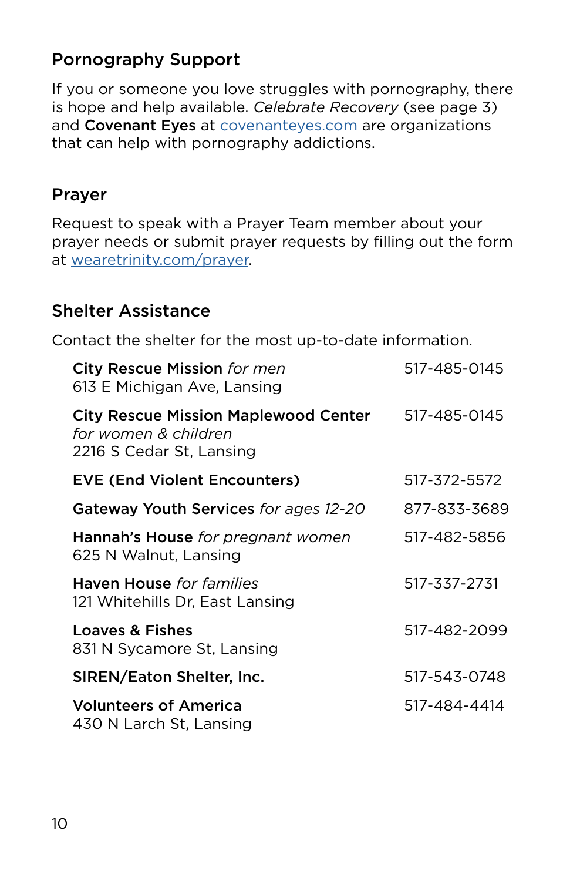## Pornography Support

If you or someone you love struggles with pornography, there is hope and help available. *Celebrate Recovery* (see page 3) and **Covenant Eyes** at [covenanteyes.com](covenanteyes.com) are organizations that can help with pornography addictions.

## Prayer

Request to speak with a Prayer Team member about your prayer needs or submit prayer requests by filling out the form at [wearetrinity.com/prayer](wearetrinity.com/prayer).

## Shelter Assistance

Contact the shelter for the most up-to-date information.

| Shelter | Phone |
| --- | --- |
| **City Rescue Mission** *for men*<br>613 E Michigan Ave, Lansing | 517-485-0145 |
| **City Rescue Mission Maplewood Center** *for women & children*<br>2216 S Cedar St, Lansing | 517-485-0145 |
| **EVE (End Violent Encounters)** | 517-372-5572 |
| **Gateway Youth Services** *for ages 12-20* | 877-833-3689 |
| **Hannah's House** *for pregnant women*<br>625 N Walnut, Lansing | 517-482-5856 |
| **Haven House** *for families*<br>121 Whitehills Dr, East Lansing | 517-337-2731 |
| **Loaves & Fishes**<br>831 N Sycamore St, Lansing | 517-482-2099 |
| **SIREN/Eaton Shelter, Inc.** | 517-543-0748 |
| **Volunteers of America**<br>430 N Larch St, Lansing | 517-484-4414 |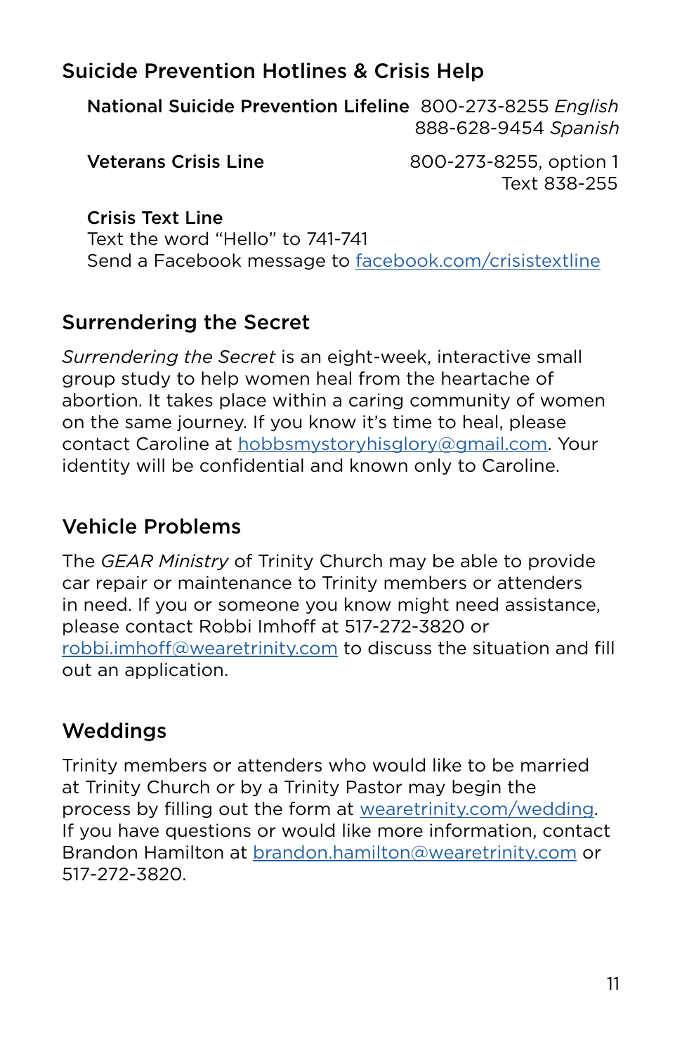## Suicide Prevention Hotlines & Crisis Help

**National Suicide Prevention Lifeline** 800-273-8255 *English*
888-628-9454 *Spanish*

**Veterans Crisis Line** 800-273-8255, option 1
Text 838-255

**Crisis Text Line**
Text the word "Hello" to 741-741
Send a Facebook message to facebook.com/crisistextline

## Surrendering the Secret

*Surrendering the Secret* is an eight-week, interactive small group study to help women heal from the heartache of abortion. It takes place within a caring community of women on the same journey. If you know it's time to heal, please contact Caroline at hobbsmystoryhisglory@gmail.com. Your identity will be confidential and known only to Caroline.

## Vehicle Problems

The *GEAR Ministry* of Trinity Church may be able to provide car repair or maintenance to Trinity members or attenders in need. If you or someone you know might need assistance, please contact Robbi Imhoff at 517-272-3820 or robbi.imhoff@wearetrinity.com to discuss the situation and fill out an application.

## Weddings

Trinity members or attenders who would like to be married at Trinity Church or by a Trinity Pastor may begin the process by filling out the form at wearetrinity.com/wedding. If you have questions or would like more information, contact Brandon Hamilton at brandon.hamilton@wearetrinity.com or 517-272-3820.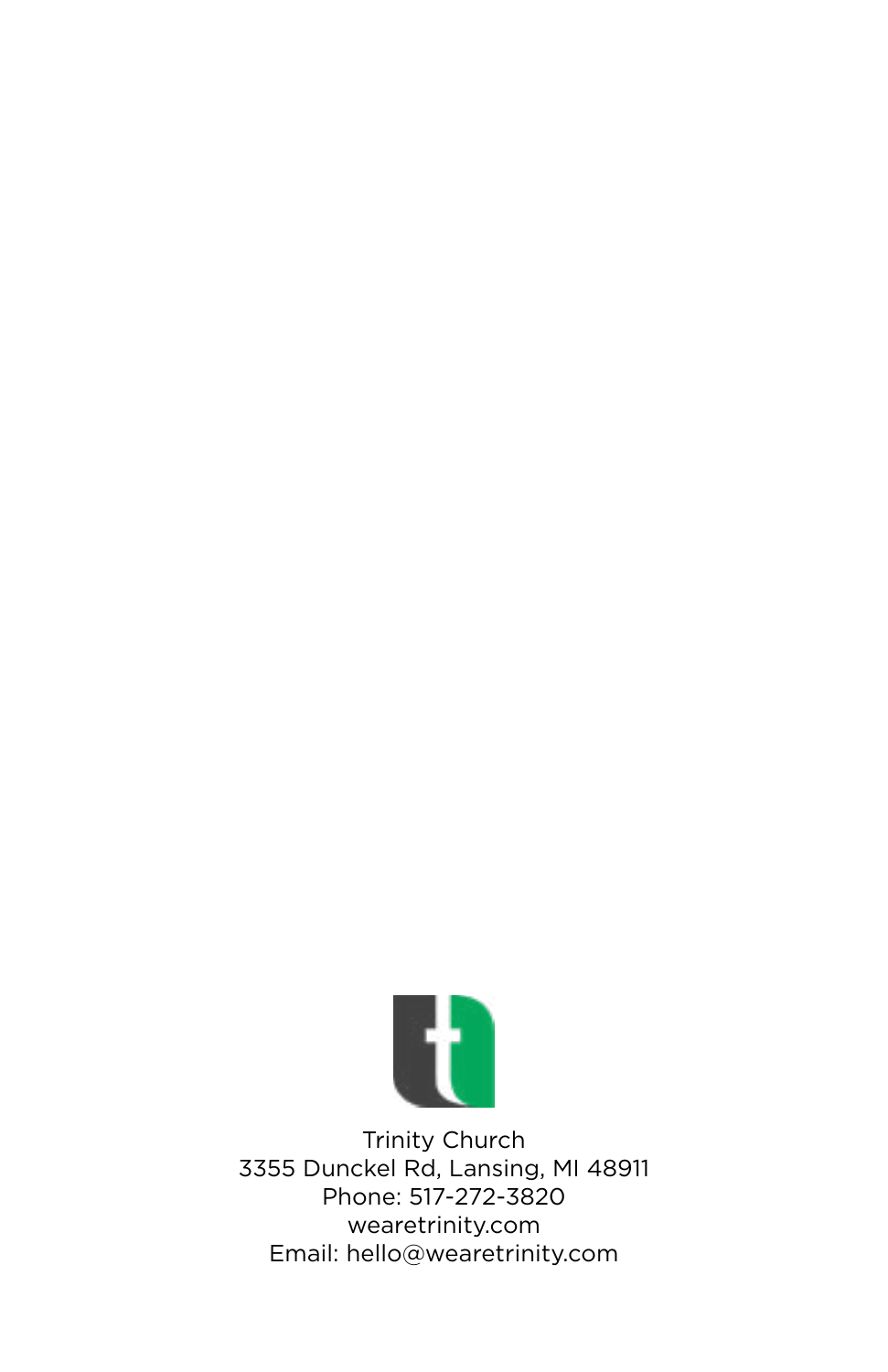Trinity Church
3355 Dunckel Rd, Lansing, MI 48911
Phone: 517-272-3820
wearetrinity.com
Email: hello@wearetrinity.com